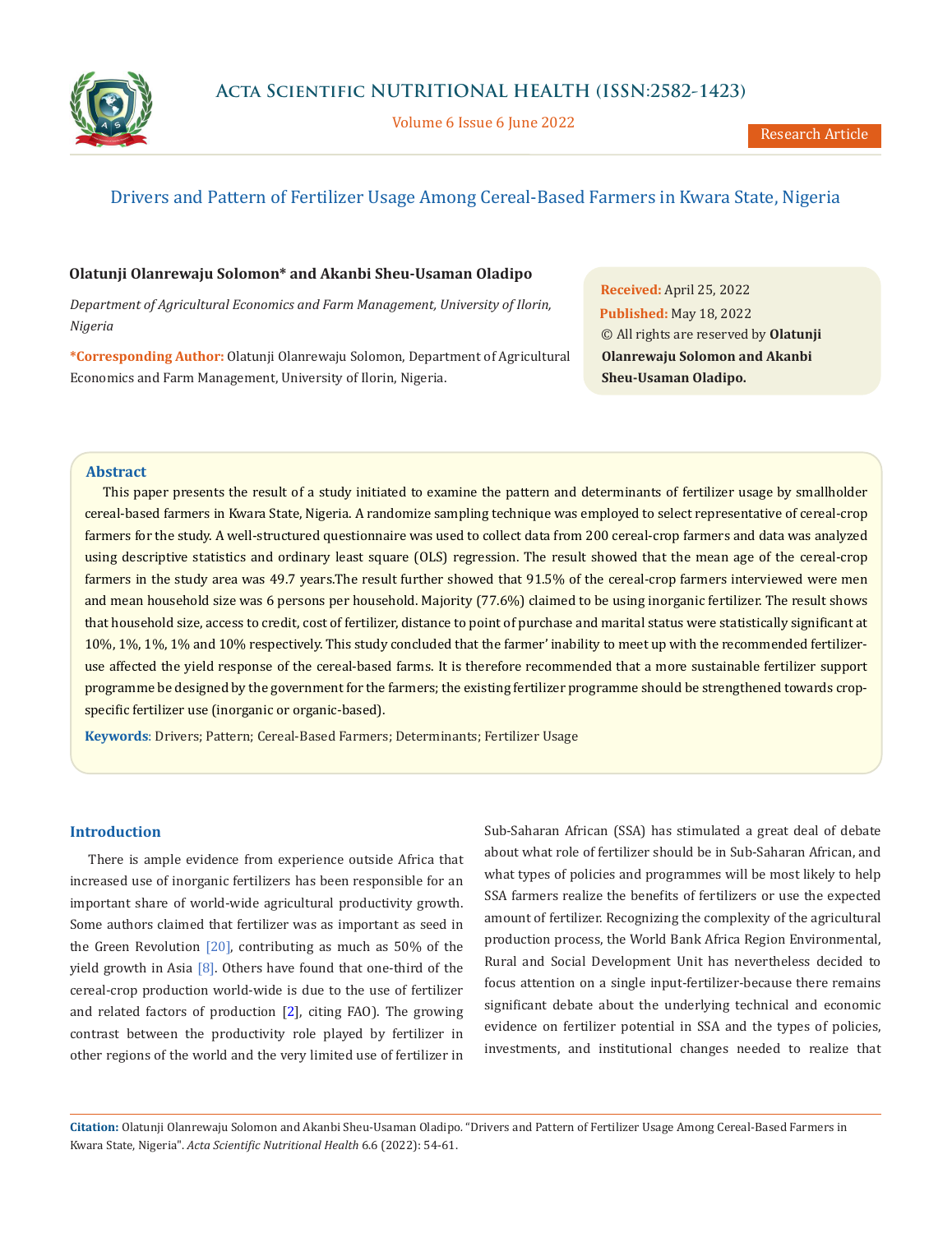# Drivers and Pattern of Fertilizer Usage Among Cereal-Based Farmers in Kwara State, Nigeria

**Olatunji Olanrewaju Solomon* and Akanbi Sheu-Usaman Oladipo**

*Department of Agricultural Economics and Farm Management, University of Ilorin, Nigeria*

**\*Corresponding Author:** Olatunji Olanrewaju Solomon, Department of Agricultural Economics and Farm Management, University of Ilorin, Nigeria.

**Received:** April 25, 2022
**Published:** May 18, 2022
© All rights are reserved by **Olatunji Olanrewaju Solomon and Akanbi Sheu-Usaman Oladipo.**

## Abstract

This paper presents the result of a study initiated to examine the pattern and determinants of fertilizer usage by smallholder cereal-based farmers in Kwara State, Nigeria. A randomize sampling technique was employed to select representative of cereal-crop farmers for the study. A well-structured questionnaire was used to collect data from 200 cereal-crop farmers and data was analyzed using descriptive statistics and ordinary least square (OLS) regression. The result showed that the mean age of the cereal-crop farmers in the study area was 49.7 years.The result further showed that 91.5% of the cereal-crop farmers interviewed were men and mean household size was 6 persons per household. Majority (77.6%) claimed to be using inorganic fertilizer. The result shows that household size, access to credit, cost of fertilizer, distance to point of purchase and marital status were statistically significant at 10%, 1%, 1%, 1% and 10% respectively. This study concluded that the farmer' inability to meet up with the recommended fertilizer-use affected the yield response of the cereal-based farms. It is therefore recommended that a more sustainable fertilizer support programme be designed by the government for the farmers; the existing fertilizer programme should be strengthened towards crop-specific fertilizer use (inorganic or organic-based).

**Keywords**: Drivers; Pattern; Cereal-Based Farmers; Determinants; Fertilizer Usage

## Introduction

There is ample evidence from experience outside Africa that increased use of inorganic fertilizers has been responsible for an important share of world-wide agricultural productivity growth. Some authors claimed that fertilizer was as important as seed in the Green Revolution [20], contributing as much as 50% of the yield growth in Asia [8]. Others have found that one-third of the cereal-crop production world-wide is due to the use of fertilizer and related factors of production [2], citing FAO). The growing contrast between the productivity role played by fertilizer in other regions of the world and the very limited use of fertilizer in Sub-Saharan African (SSA) has stimulated a great deal of debate about what role of fertilizer should be in Sub-Saharan African, and what types of policies and programmes will be most likely to help SSA farmers realize the benefits of fertilizers or use the expected amount of fertilizer. Recognizing the complexity of the agricultural production process, the World Bank Africa Region Environmental, Rural and Social Development Unit has nevertheless decided to focus attention on a single input-fertilizer-because there remains significant debate about the underlying technical and economic evidence on fertilizer potential in SSA and the types of policies, investments, and institutional changes needed to realize that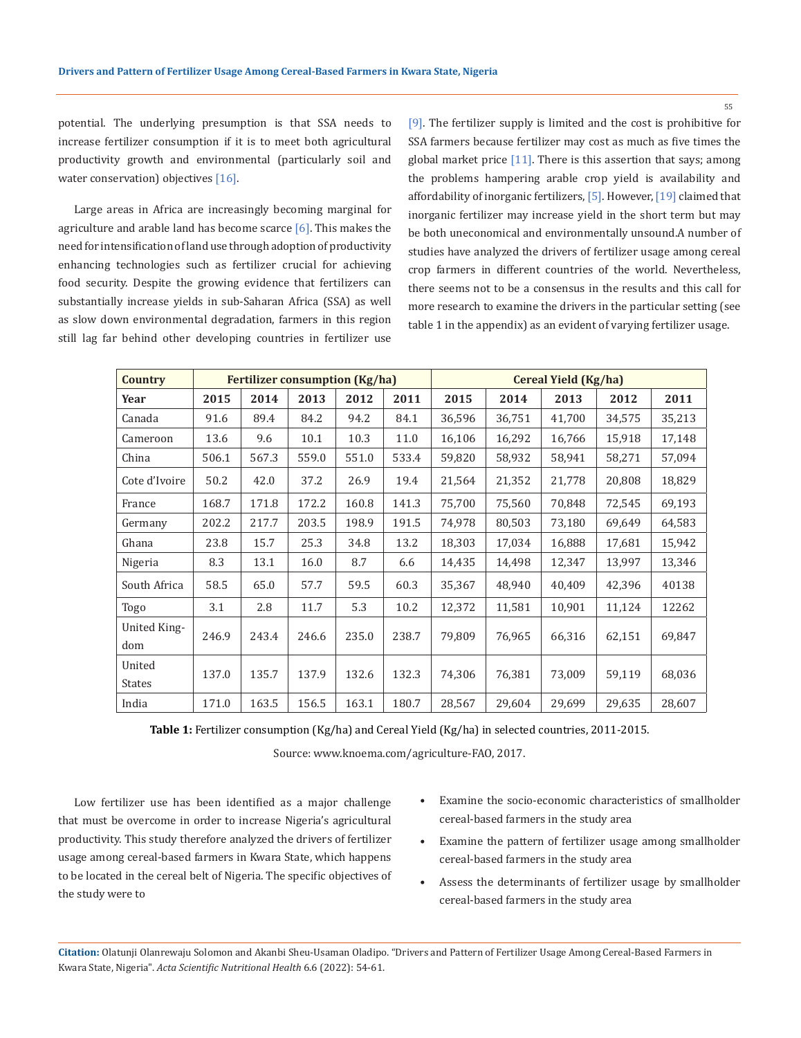potential. The underlying presumption is that SSA needs to increase fertilizer consumption if it is to meet both agricultural productivity growth and environmental (particularly soil and water conservation) objectives [16].

Large areas in Africa are increasingly becoming marginal for agriculture and arable land has become scarce [6]. This makes the need for intensification of land use through adoption of productivity enhancing technologies such as fertilizer crucial for achieving food security. Despite the growing evidence that fertilizers can substantially increase yields in sub-Saharan Africa (SSA) as well as slow down environmental degradation, farmers in this region still lag far behind other developing countries in fertilizer use [9]. The fertilizer supply is limited and the cost is prohibitive for SSA farmers because fertilizer may cost as much as five times the global market price [11]. There is this assertion that says; among the problems hampering arable crop yield is availability and affordability of inorganic fertilizers, [5]. However, [19] claimed that inorganic fertilizer may increase yield in the short term but may be both uneconomical and environmentally unsound.A number of studies have analyzed the drivers of fertilizer usage among cereal crop farmers in different countries of the world. Nevertheless, there seems not to be a consensus in the results and this call for more research to examine the drivers in the particular setting (see table 1 in the appendix) as an evident of varying fertilizer usage.

| Country | Fertilizer consumption (Kg/ha) | | | | | Cereal Yield (Kg/ha) | | | | |
|---|---|---|---|---|---|---|---|---|---|---|
| Year | 2015 | 2014 | 2013 | 2012 | 2011 | 2015 | 2014 | 2013 | 2012 | 2011 |
| Canada | 91.6 | 89.4 | 84.2 | 94.2 | 84.1 | 36,596 | 36,751 | 41,700 | 34,575 | 35,213 |
| Cameroon | 13.6 | 9.6 | 10.1 | 10.3 | 11.0 | 16,106 | 16,292 | 16,766 | 15,918 | 17,148 |
| China | 506.1 | 567.3 | 559.0 | 551.0 | 533.4 | 59,820 | 58,932 | 58,941 | 58,271 | 57,094 |
| Cote d'Ivoire | 50.2 | 42.0 | 37.2 | 26.9 | 19.4 | 21,564 | 21,352 | 21,778 | 20,808 | 18,829 |
| France | 168.7 | 171.8 | 172.2 | 160.8 | 141.3 | 75,700 | 75,560 | 70,848 | 72,545 | 69,193 |
| Germany | 202.2 | 217.7 | 203.5 | 198.9 | 191.5 | 74,978 | 80,503 | 73,180 | 69,649 | 64,583 |
| Ghana | 23.8 | 15.7 | 25.3 | 34.8 | 13.2 | 18,303 | 17,034 | 16,888 | 17,681 | 15,942 |
| Nigeria | 8.3 | 13.1 | 16.0 | 8.7 | 6.6 | 14,435 | 14,498 | 12,347 | 13,997 | 13,346 |
| South Africa | 58.5 | 65.0 | 57.7 | 59.5 | 60.3 | 35,367 | 48,940 | 40,409 | 42,396 | 40138 |
| Togo | 3.1 | 2.8 | 11.7 | 5.3 | 10.2 | 12,372 | 11,581 | 10,901 | 11,124 | 12262 |
| United Kingdom | 246.9 | 243.4 | 246.6 | 235.0 | 238.7 | 79,809 | 76,965 | 66,316 | 62,151 | 69,847 |
| United States | 137.0 | 135.7 | 137.9 | 132.6 | 132.3 | 74,306 | 76,381 | 73,009 | 59,119 | 68,036 |
| India | 171.0 | 163.5 | 156.5 | 163.1 | 180.7 | 28,567 | 29,604 | 29,699 | 29,635 | 28,607 |

**Table 1:** Fertilizer consumption (Kg/ha) and Cereal Yield (Kg/ha) in selected countries, 2011-2015.

Source: www.knoema.com/agriculture-FAO, 2017.

Low fertilizer use has been identified as a major challenge that must be overcome in order to increase Nigeria's agricultural productivity. This study therefore analyzed the drivers of fertilizer usage among cereal-based farmers in Kwara State, which happens to be located in the cereal belt of Nigeria. The specific objectives of the study were to

- Examine the socio-economic characteristics of smallholder cereal-based farmers in the study area
- Examine the pattern of fertilizer usage among smallholder cereal-based farmers in the study area
- Assess the determinants of fertilizer usage by smallholder cereal-based farmers in the study area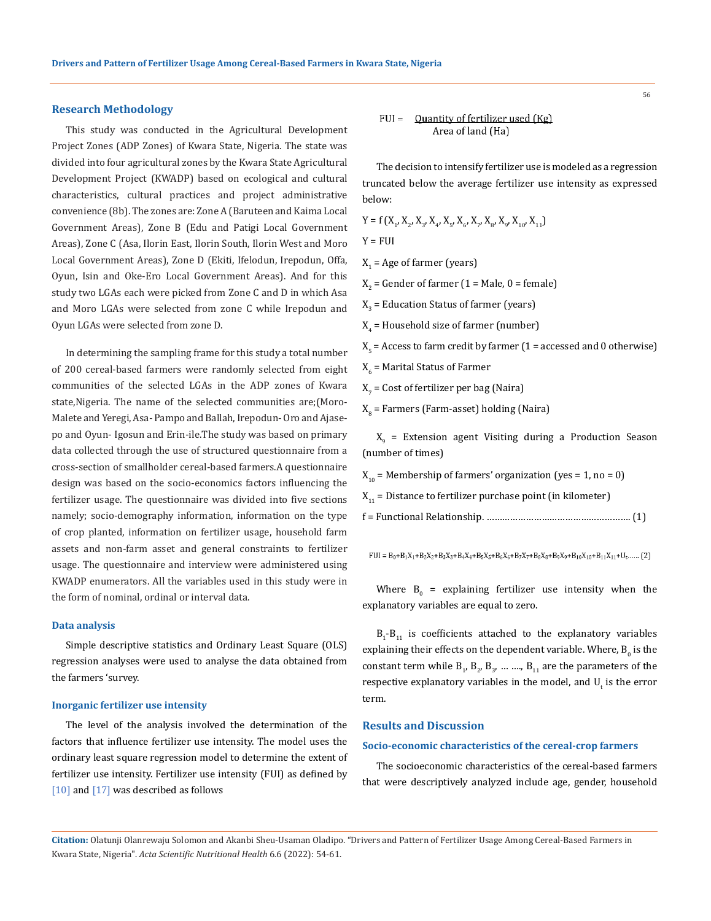## Research Methodology

This study was conducted in the Agricultural Development Project Zones (ADP Zones) of Kwara State, Nigeria. The state was divided into four agricultural zones by the Kwara State Agricultural Development Project (KWADP) based on ecological and cultural characteristics, cultural practices and project administrative convenience (8b). The zones are: Zone A (Baruteen and Kaima Local Government Areas), Zone B (Edu and Patigi Local Government Areas), Zone C (Asa, Ilorin East, Ilorin South, Ilorin West and Moro Local Government Areas), Zone D (Ekiti, Ifelodun, Irepodun, Offa, Oyun, Isin and Oke-Ero Local Government Areas). And for this study two LGAs each were picked from Zone C and D in which Asa and Moro LGAs were selected from zone C while Irepodun and Oyun LGAs were selected from zone D.

In determining the sampling frame for this study a total number of 200 cereal-based farmers were randomly selected from eight communities of the selected LGAs in the ADP zones of Kwara state,Nigeria. The name of the selected communities are;(Moro-Malete and Yeregi, Asa- Pampo and Ballah, Irepodun- Oro and Ajasepo and Oyun- Igosun and Erin-ile.The study was based on primary data collected through the use of structured questionnaire from a cross-section of smallholder cereal-based farmers.A questionnaire design was based on the socio-economics factors influencing the fertilizer usage. The questionnaire was divided into five sections namely; socio-demography information, information on the type of crop planted, information on fertilizer usage, household farm assets and non-farm asset and general constraints to fertilizer usage. The questionnaire and interview were administered using KWADP enumerators. All the variables used in this study were in the form of nominal, ordinal or interval data.

### Data analysis

Simple descriptive statistics and Ordinary Least Square (OLS) regression analyses were used to analyse the data obtained from the farmers 'survey.

### Inorganic fertilizer use intensity

The level of the analysis involved the determination of the factors that influence fertilizer use intensity. The model uses the ordinary least square regression model to determine the extent of fertilizer use intensity. Fertilizer use intensity (FUI) as defined by [10] and [17] was described as follows

$$FUI = \frac{\text{Quantity of fertilizer used (Kg)}}{\text{Area of land (Ha)}}$$

The decision to intensify fertilizer use is modeled as a regression truncated below the average fertilizer use intensity as expressed below:

$Y = f(X_1, X_2, X_3, X_4, X_5, X_6, X_7, X_8, X_9, X_{10}, X_{11})$

$Y$ = FUI

$X_1$ = Age of farmer (years)

$X_2$ = Gender of farmer (1 = Male, 0 = female)

$X_3$ = Education Status of farmer (years)

$X_4$ = Household size of farmer (number)

$X_5$ = Access to farm credit by farmer (1 = accessed and 0 otherwise)

$X_6$ = Marital Status of Farmer

$X_7$ = Cost of fertilizer per bag (Naira)

$X_8$ = Farmers (Farm-asset) holding (Naira)

$X_9$ = Extension agent Visiting during a Production Season (number of times)

$X_{10}$ = Membership of farmers' organization (yes = 1, no = 0)

$X_{11}$ = Distance to fertilizer purchase point (in kilometer)

f = Functional Relationship. ……………………………………………… (1)

$$FUI = B_0 + B_1X_1 + B_2X_2 + B_3X_3 + B_4X_4 + B_5X_5 + B_6X_6 + B_7X_7 + B_8X_8 + B_9X_9 + B_{10}X_{10} + B_{11}X_{11} + U_t \ldots\ldots (2)$$

Where $B_0$ = explaining fertilizer use intensity when the explanatory variables are equal to zero.

$B_1$-$B_{11}$ is coefficients attached to the explanatory variables explaining their effects on the dependent variable. Where, $B_0$ is the constant term while $B_1$, $B_2$, $B_3$, … …., $B_{11}$ are the parameters of the respective explanatory variables in the model, and $U_t$ is the error term.

## Results and Discussion

### Socio-economic characteristics of the cereal-crop farmers

The socioeconomic characteristics of the cereal-based farmers that were descriptively analyzed include age, gender, household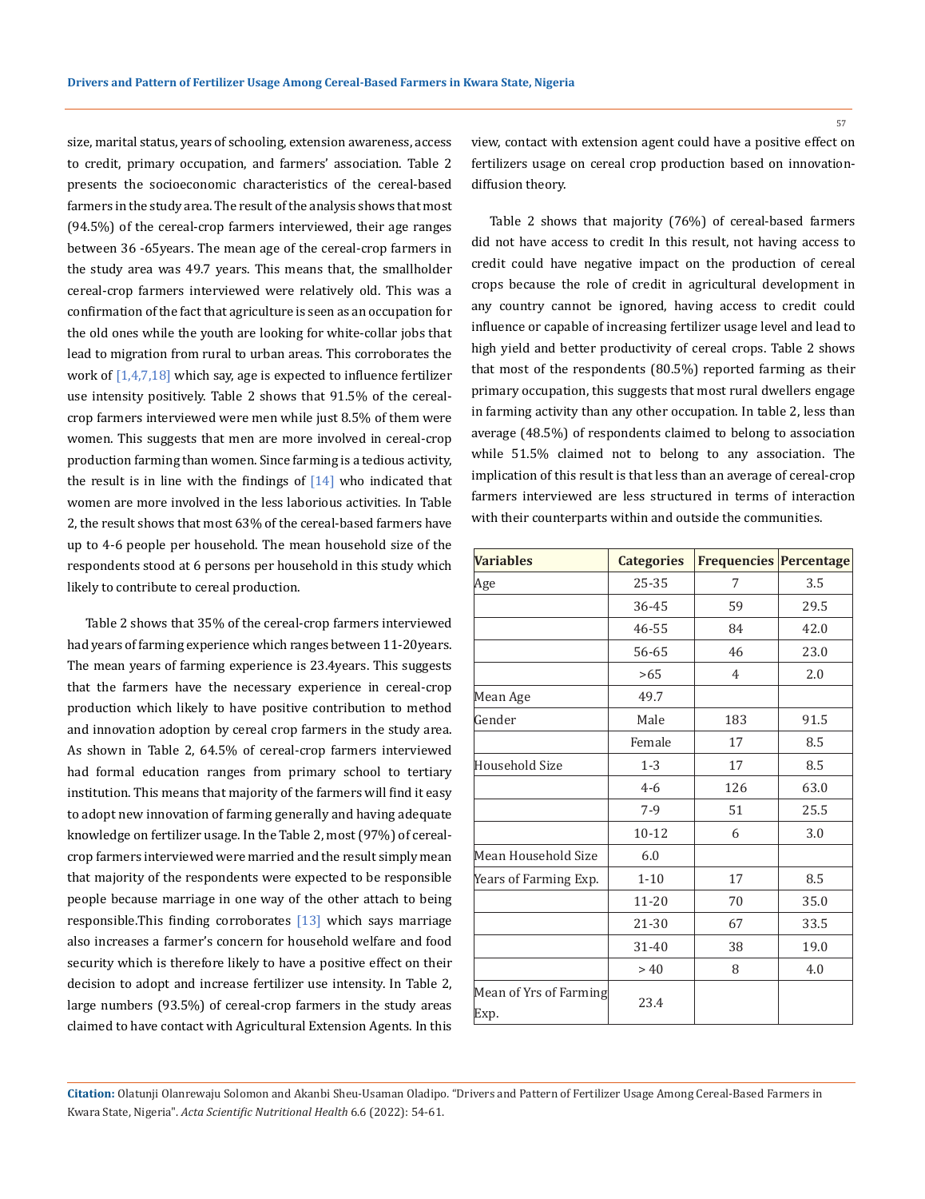size, marital status, years of schooling, extension awareness, access to credit, primary occupation, and farmers' association. Table 2 presents the socioeconomic characteristics of the cereal-based farmers in the study area. The result of the analysis shows that most (94.5%) of the cereal-crop farmers interviewed, their age ranges between 36 -65years. The mean age of the cereal-crop farmers in the study area was 49.7 years. This means that, the smallholder cereal-crop farmers interviewed were relatively old. This was a confirmation of the fact that agriculture is seen as an occupation for the old ones while the youth are looking for white-collar jobs that lead to migration from rural to urban areas. This corroborates the work of [1,4,7,18] which say, age is expected to influence fertilizer use intensity positively. Table 2 shows that 91.5% of the cereal-crop farmers interviewed were men while just 8.5% of them were women. This suggests that men are more involved in cereal-crop production farming than women. Since farming is a tedious activity, the result is in line with the findings of [14] who indicated that women are more involved in the less laborious activities. In Table 2, the result shows that most 63% of the cereal-based farmers have up to 4-6 people per household. The mean household size of the respondents stood at 6 persons per household in this study which likely to contribute to cereal production.

Table 2 shows that 35% of the cereal-crop farmers interviewed had years of farming experience which ranges between 11-20years. The mean years of farming experience is 23.4years. This suggests that the farmers have the necessary experience in cereal-crop production which likely to have positive contribution to method and innovation adoption by cereal crop farmers in the study area. As shown in Table 2, 64.5% of cereal-crop farmers interviewed had formal education ranges from primary school to tertiary institution. This means that majority of the farmers will find it easy to adopt new innovation of farming generally and having adequate knowledge on fertilizer usage. In the Table 2, most (97%) of cereal-crop farmers interviewed were married and the result simply mean that majority of the respondents were expected to be responsible people because marriage in one way of the other attach to being responsible.This finding corroborates [13] which says marriage also increases a farmer's concern for household welfare and food security which is therefore likely to have a positive effect on their decision to adopt and increase fertilizer use intensity. In Table 2, large numbers (93.5%) of cereal-crop farmers in the study areas claimed to have contact with Agricultural Extension Agents. In this view, contact with extension agent could have a positive effect on fertilizers usage on cereal crop production based on innovation-diffusion theory.

Table 2 shows that majority (76%) of cereal-based farmers did not have access to credit In this result, not having access to credit could have negative impact on the production of cereal crops because the role of credit in agricultural development in any country cannot be ignored, having access to credit could influence or capable of increasing fertilizer usage level and lead to high yield and better productivity of cereal crops. Table 2 shows that most of the respondents (80.5%) reported farming as their primary occupation, this suggests that most rural dwellers engage in farming activity than any other occupation. In table 2, less than average (48.5%) of respondents claimed to belong to association while 51.5% claimed not to belong to any association. The implication of this result is that less than an average of cereal-crop farmers interviewed are less structured in terms of interaction with their counterparts within and outside the communities.

| Variables | Categories | Frequencies | Percentage |
|---|---|---|---|
| Age | 25-35 | 7 | 3.5 |
| | 36-45 | 59 | 29.5 |
| | 46-55 | 84 | 42.0 |
| | 56-65 | 46 | 23.0 |
| | >65 | 4 | 2.0 |
| Mean Age | 49.7 | | |
| Gender | Male | 183 | 91.5 |
| | Female | 17 | 8.5 |
| Household Size | 1-3 | 17 | 8.5 |
| | 4-6 | 126 | 63.0 |
| | 7-9 | 51 | 25.5 |
| | 10-12 | 6 | 3.0 |
| Mean Household Size | 6.0 | | |
| Years of Farming Exp. | 1-10 | 17 | 8.5 |
| | 11-20 | 70 | 35.0 |
| | 21-30 | 67 | 33.5 |
| | 31-40 | 38 | 19.0 |
| | > 40 | 8 | 4.0 |
| Mean of Yrs of Farming Exp. | 23.4 | | |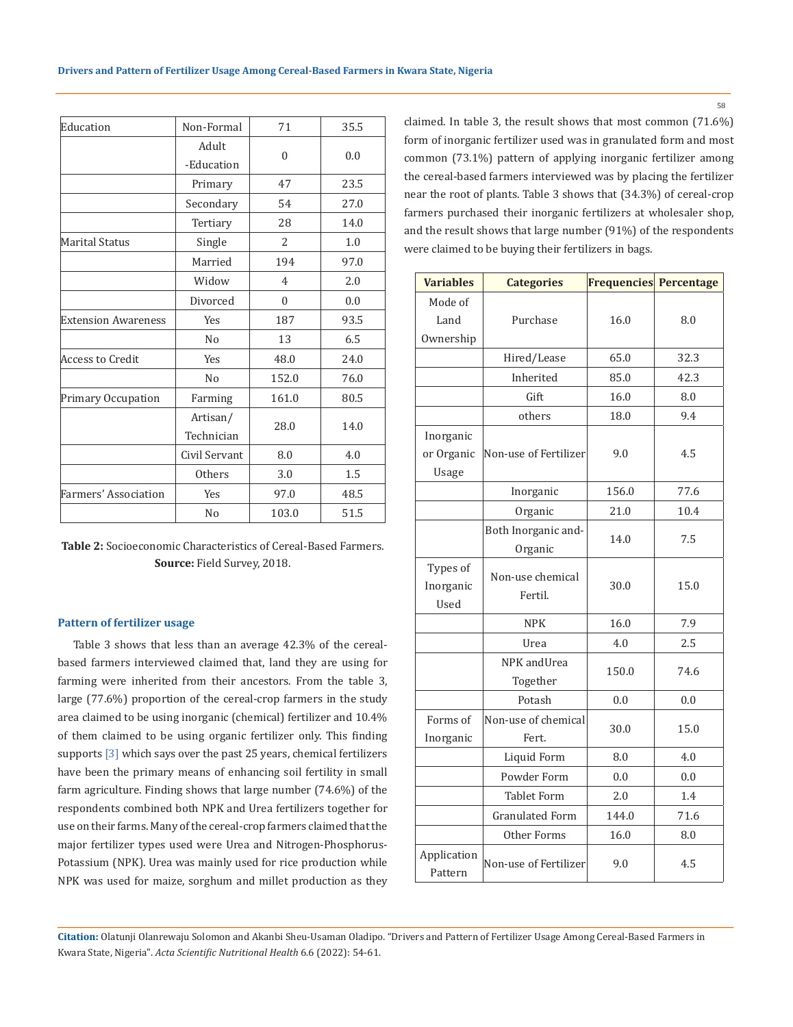| Education | Non-Formal | 71 | 35.5 |
|---|---|---|---|
| | Adult -Education | 0 | 0.0 |
| | Primary | 47 | 23.5 |
| | Secondary | 54 | 27.0 |
| | Tertiary | 28 | 14.0 |
| Marital Status | Single | 2 | 1.0 |
| | Married | 194 | 97.0 |
| | Widow | 4 | 2.0 |
| | Divorced | 0 | 0.0 |
| Extension Awareness | Yes | 187 | 93.5 |
| | No | 13 | 6.5 |
| Access to Credit | Yes | 48.0 | 24.0 |
| | No | 152.0 | 76.0 |
| Primary Occupation | Farming | 161.0 | 80.5 |
| | Artisan/ Technician | 28.0 | 14.0 |
| | Civil Servant | 8.0 | 4.0 |
| | Others | 3.0 | 1.5 |
| Farmers' Association | Yes | 97.0 | 48.5 |
| | No | 103.0 | 51.5 |

**Table 2:** Socioeconomic Characteristics of Cereal-Based Farmers.
**Source:** Field Survey, 2018.

### Pattern of fertilizer usage

Table 3 shows that less than an average 42.3% of the cereal-based farmers interviewed claimed that, land they are using for farming were inherited from their ancestors. From the table 3, large (77.6%) proportion of the cereal-crop farmers in the study area claimed to be using inorganic (chemical) fertilizer and 10.4% of them claimed to be using organic fertilizer only. This finding supports [3] which says over the past 25 years, chemical fertilizers have been the primary means of enhancing soil fertility in small farm agriculture. Finding shows that large number (74.6%) of the respondents combined both NPK and Urea fertilizers together for use on their farms. Many of the cereal-crop farmers claimed that the major fertilizer types used were Urea and Nitrogen-Phosphorus-Potassium (NPK). Urea was mainly used for rice production while NPK was used for maize, sorghum and millet production as they claimed. In table 3, the result shows that most common (71.6%) form of inorganic fertilizer used was in granulated form and most common (73.1%) pattern of applying inorganic fertilizer among the cereal-based farmers interviewed was by placing the fertilizer near the root of plants. Table 3 shows that (34.3%) of cereal-crop farmers purchased their inorganic fertilizers at wholesaler shop, and the result shows that large number (91%) of the respondents were claimed to be buying their fertilizers in bags.

| Variables | Categories | Frequencies | Percentage |
|---|---|---|---|
| Mode of Land Ownership | Purchase | 16.0 | 8.0 |
| | Hired/Lease | 65.0 | 32.3 |
| | Inherited | 85.0 | 42.3 |
| | Gift | 16.0 | 8.0 |
| | others | 18.0 | 9.4 |
| Inorganic or Organic Usage | Non-use of Fertilizer | 9.0 | 4.5 |
| | Inorganic | 156.0 | 77.6 |
| | Organic | 21.0 | 10.4 |
| | Both Inorganic and-Organic | 14.0 | 7.5 |
| Types of Inorganic Used | Non-use chemical Fertil. | 30.0 | 15.0 |
| | NPK | 16.0 | 7.9 |
| | Urea | 4.0 | 2.5 |
| | NPK andUrea Together | 150.0 | 74.6 |
| | Potash | 0.0 | 0.0 |
| Forms of Inorganic | Non-use of chemical Fert. | 30.0 | 15.0 |
| | Liquid Form | 8.0 | 4.0 |
| | Powder Form | 0.0 | 0.0 |
| | Tablet Form | 2.0 | 1.4 |
| | Granulated Form | 144.0 | 71.6 |
| | Other Forms | 16.0 | 8.0 |
| Application Pattern | Non-use of Fertilizer | 9.0 | 4.5 |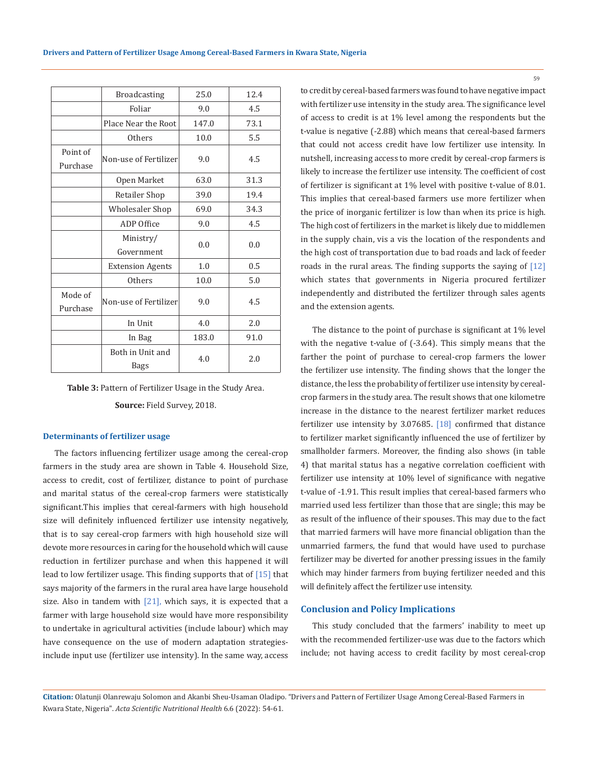| | | | |
|---|---|---|---|
| | Broadcasting | 25.0 | 12.4 |
| | Foliar | 9.0 | 4.5 |
| | Place Near the Root | 147.0 | 73.1 |
| | Others | 10.0 | 5.5 |
| Point of Purchase | Non-use of Fertilizer | 9.0 | 4.5 |
| | Open Market | 63.0 | 31.3 |
| | Retailer Shop | 39.0 | 19.4 |
| | Wholesaler Shop | 69.0 | 34.3 |
| | ADP Office | 9.0 | 4.5 |
| | Ministry/ Government | 0.0 | 0.0 |
| | Extension Agents | 1.0 | 0.5 |
| | Others | 10.0 | 5.0 |
| Mode of Purchase | Non-use of Fertilizer | 9.0 | 4.5 |
| | In Unit | 4.0 | 2.0 |
| | In Bag | 183.0 | 91.0 |
| | Both in Unit and Bags | 4.0 | 2.0 |

**Table 3:** Pattern of Fertilizer Usage in the Study Area.

**Source:** Field Survey, 2018.

### Determinants of fertilizer usage

The factors influencing fertilizer usage among the cereal-crop farmers in the study area are shown in Table 4. Household Size, access to credit, cost of fertilizer, distance to point of purchase and marital status of the cereal-crop farmers were statistically significant.This implies that cereal-farmers with high household size will definitely influenced fertilizer use intensity negatively, that is to say cereal-crop farmers with high household size will devote more resources in caring for the household which will cause reduction in fertilizer purchase and when this happened it will lead to low fertilizer usage. This finding supports that of [15] that says majority of the farmers in the rural area have large household size. Also in tandem with [21], which says, it is expected that a farmer with large household size would have more responsibility to undertake in agricultural activities (include labour) which may have consequence on the use of modern adaptation strategies-include input use (fertilizer use intensity). In the same way, access to credit by cereal-based farmers was found to have negative impact with fertilizer use intensity in the study area. The significance level of access to credit is at 1% level among the respondents but the t-value is negative (-2.88) which means that cereal-based farmers that could not access credit have low fertilizer use intensity. In nutshell, increasing access to more credit by cereal-crop farmers is likely to increase the fertilizer use intensity. The coefficient of cost of fertilizer is significant at 1% level with positive t-value of 8.01. This implies that cereal-based farmers use more fertilizer when the price of inorganic fertilizer is low than when its price is high. The high cost of fertilizers in the market is likely due to middlemen in the supply chain, vis a vis the location of the respondents and the high cost of transportation due to bad roads and lack of feeder roads in the rural areas. The finding supports the saying of [12] which states that governments in Nigeria procured fertilizer independently and distributed the fertilizer through sales agents and the extension agents.

The distance to the point of purchase is significant at 1% level with the negative t-value of (-3.64). This simply means that the farther the point of purchase to cereal-crop farmers the lower the fertilizer use intensity. The finding shows that the longer the distance, the less the probability of fertilizer use intensity by cereal-crop farmers in the study area. The result shows that one kilometre increase in the distance to the nearest fertilizer market reduces fertilizer use intensity by 3.07685. [18] confirmed that distance to fertilizer market significantly influenced the use of fertilizer by smallholder farmers. Moreover, the finding also shows (in table 4) that marital status has a negative correlation coefficient with fertilizer use intensity at 10% level of significance with negative t-value of -1.91. This result implies that cereal-based farmers who married used less fertilizer than those that are single; this may be as result of the influence of their spouses. This may due to the fact that married farmers will have more financial obligation than the unmarried farmers, the fund that would have used to purchase fertilizer may be diverted for another pressing issues in the family which may hinder farmers from buying fertilizer needed and this will definitely affect the fertilizer use intensity.

## Conclusion and Policy Implications

This study concluded that the farmers' inability to meet up with the recommended fertilizer-use was due to the factors which include; not having access to credit facility by most cereal-crop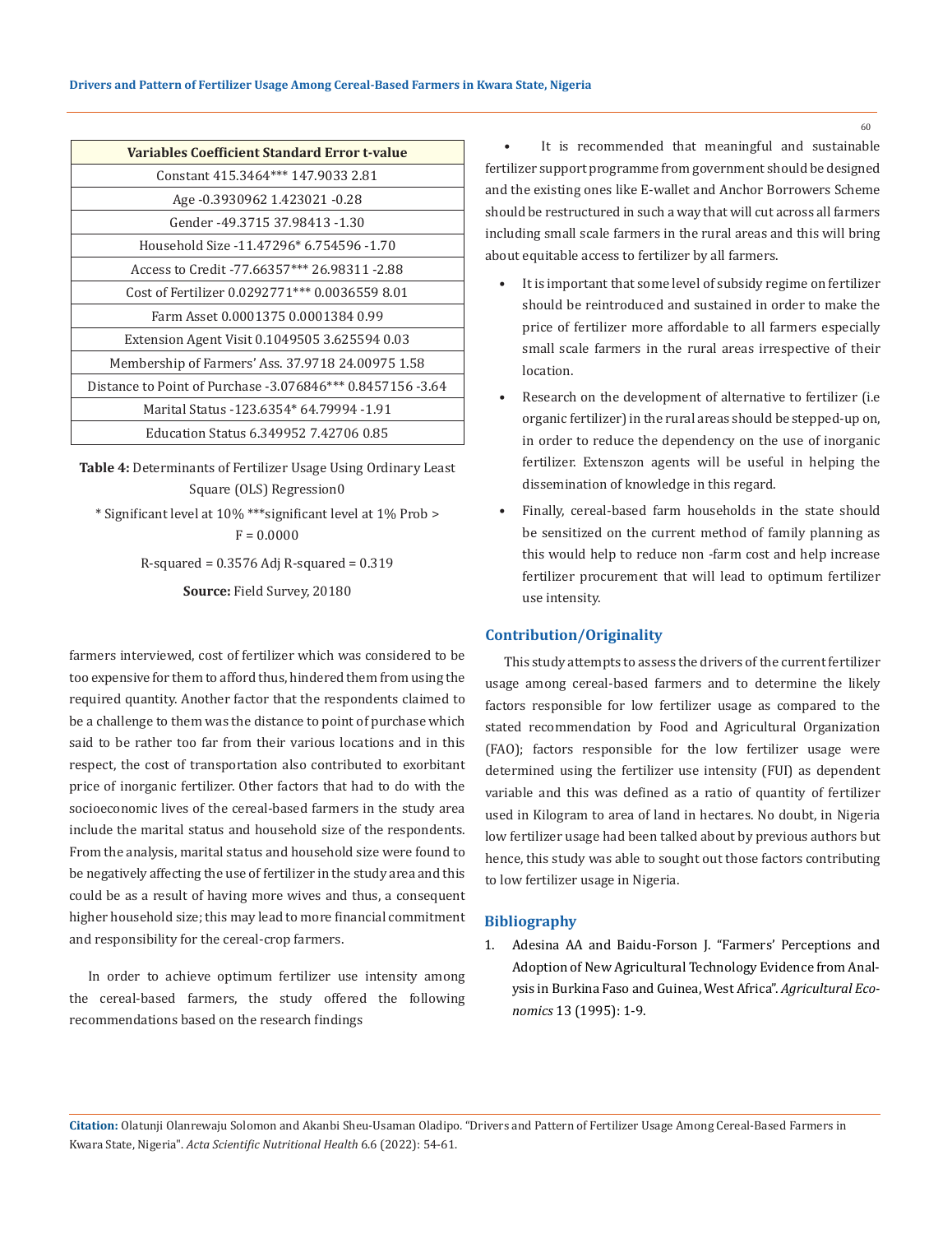| Variables | Coefficient | Standard Error | t-value |
|---|---|---|---|
| Constant | 415.3464*** | 147.9033 | 2.81 |
| Age | -0.3930962 | 1.423021 | -0.28 |
| Gender | -49.3715 | 37.98413 | -1.30 |
| Household Size | -11.47296* | 6.754596 | -1.70 |
| Access to Credit | -77.66357*** | 26.98311 | -2.88 |
| Cost of Fertilizer | 0.0292771*** | 0.0036559 | 8.01 |
| Farm Asset | 0.0001375 | 0.0001384 | 0.99 |
| Extension Agent Visit | 0.1049505 | 3.625594 | 0.03 |
| Membership of Farmers' Ass. | 37.9718 | 24.00975 | 1.58 |
| Distance to Point of Purchase | -3.076846*** | 0.8457156 | -3.64 |
| Marital Status | -123.6354* | 64.79994 | -1.91 |
| Education Status | 6.349952 | 7.42706 | 0.85 |

**Table 4:** Determinants of Fertilizer Usage Using Ordinary Least Square (OLS) Regression0

* Significant level at 10% ***significant level at 1% Prob > F = 0.0000

R-squared = 0.3576 Adj R-squared = 0.319

**Source:** Field Survey, 20180

farmers interviewed, cost of fertilizer which was considered to be too expensive for them to afford thus, hindered them from using the required quantity. Another factor that the respondents claimed to be a challenge to them was the distance to point of purchase which said to be rather too far from their various locations and in this respect, the cost of transportation also contributed to exorbitant price of inorganic fertilizer. Other factors that had to do with the socioeconomic lives of the cereal-based farmers in the study area include the marital status and household size of the respondents. From the analysis, marital status and household size were found to be negatively affecting the use of fertilizer in the study area and this could be as a result of having more wives and thus, a consequent higher household size; this may lead to more financial commitment and responsibility for the cereal-crop farmers.

In order to achieve optimum fertilizer use intensity among the cereal-based farmers, the study offered the following recommendations based on the research findings

- It is recommended that meaningful and sustainable fertilizer support programme from government should be designed and the existing ones like E-wallet and Anchor Borrowers Scheme should be restructured in such a way that will cut across all farmers including small scale farmers in the rural areas and this will bring about equitable access to fertilizer by all farmers.
- It is important that some level of subsidy regime on fertilizer should be reintroduced and sustained in order to make the price of fertilizer more affordable to all farmers especially small scale farmers in the rural areas irrespective of their location.
- Research on the development of alternative to fertilizer (i.e organic fertilizer) in the rural areas should be stepped-up on, in order to reduce the dependency on the use of inorganic fertilizer. Extenszon agents will be useful in helping the dissemination of knowledge in this regard.
- Finally, cereal-based farm households in the state should be sensitized on the current method of family planning as this would help to reduce non -farm cost and help increase fertilizer procurement that will lead to optimum fertilizer use intensity.

## Contribution/Originality

This study attempts to assess the drivers of the current fertilizer usage among cereal-based farmers and to determine the likely factors responsible for low fertilizer usage as compared to the stated recommendation by Food and Agricultural Organization (FAO); factors responsible for the low fertilizer usage were determined using the fertilizer use intensity (FUI) as dependent variable and this was defined as a ratio of quantity of fertilizer used in Kilogram to area of land in hectares. No doubt, in Nigeria low fertilizer usage had been talked about by previous authors but hence, this study was able to sought out those factors contributing to low fertilizer usage in Nigeria.

## Bibliography

1. Adesina AA and Baidu-Forson J. "Farmers' Perceptions and Adoption of New Agricultural Technology Evidence from Analysis in Burkina Faso and Guinea, West Africa". *Agricultural Economics* 13 (1995): 1-9.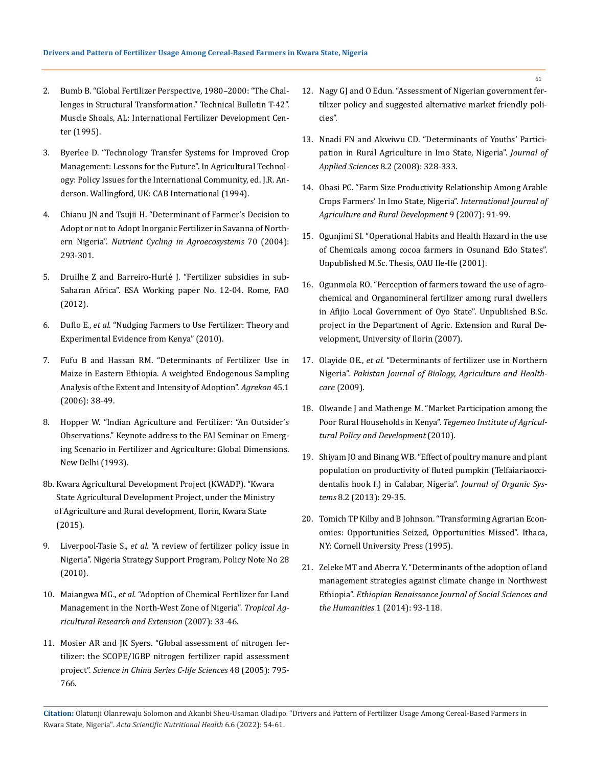2. Bumb B. "Global Fertilizer Perspective, 1980–2000: "The Challenges in Structural Transformation." Technical Bulletin T-42". Muscle Shoals, AL: International Fertilizer Development Center (1995).

3. Byerlee D. "Technology Transfer Systems for Improved Crop Management: Lessons for the Future". In Agricultural Technology: Policy Issues for the International Community, ed. J.R. Anderson. Wallingford, UK: CAB International (1994).

4. Chianu JN and Tsujii H. "Determinant of Farmer's Decision to Adopt or not to Adopt Inorganic Fertilizer in Savanna of Northern Nigeria". *Nutrient Cycling in Agroecosystems* 70 (2004): 293-301.

5. Druilhe Z and Barreiro-Hurlé J. "Fertilizer subsidies in sub-Saharan Africa". ESA Working paper No. 12-04. Rome, FAO (2012).

6. Duflo E., *et al*. "Nudging Farmers to Use Fertilizer: Theory and Experimental Evidence from Kenya" (2010).

7. Fufu B and Hassan RM. "Determinants of Fertilizer Use in Maize in Eastern Ethiopia. A weighted Endogenous Sampling Analysis of the Extent and Intensity of Adoption". *Agrekon* 45.1 (2006): 38-49.

8. Hopper W. "Indian Agriculture and Fertilizer: "An Outsider's Observations." Keynote address to the FAI Seminar on Emerging Scenario in Fertilizer and Agriculture: Global Dimensions. New Delhi (1993).

8b. Kwara Agricultural Development Project (KWADP). "Kwara State Agricultural Development Project, under the Ministry of Agriculture and Rural development, Ilorin, Kwara State (2015).

9. Liverpool-Tasie S., *et al*. "A review of fertilizer policy issue in Nigeria". Nigeria Strategy Support Program, Policy Note No 28 (2010).

10. Maiangwa MG., *et al*. "Adoption of Chemical Fertilizer for Land Management in the North-West Zone of Nigeria". *Tropical Agricultural Research and Extension* (2007): 33-46.

11. Mosier AR and JK Syers. "Global assessment of nitrogen fertilizer: the SCOPE/IGBP nitrogen fertilizer rapid assessment project". *Science in China Series C-life Sciences* 48 (2005): 795-766.

12. Nagy GJ and O Edun. "Assessment of Nigerian government fertilizer policy and suggested alternative market friendly policies".

13. Nnadi FN and Akwiwu CD. "Determinants of Youths' Participation in Rural Agriculture in Imo State, Nigeria". *Journal of Applied Sciences* 8.2 (2008): 328-333.

14. Obasi PC. "Farm Size Productivity Relationship Among Arable Crops Farmers' In Imo State, Nigeria". *International Journal of Agriculture and Rural Development* 9 (2007): 91-99.

15. Ogunjimi SI. "Operational Habits and Health Hazard in the use of Chemicals among cocoa farmers in Osunand Edo States". Unpublished M.Sc. Thesis, OAU Ile-Ife (2001).

16. Ogunmola RO. "Perception of farmers toward the use of agrochemical and Organomineral fertilizer among rural dwellers in Afijio Local Government of Oyo State". Unpublished B.Sc. project in the Department of Agric. Extension and Rural Development, University of Ilorin (2007).

17. Olayide OE., *et al.* "Determinants of fertilizer use in Northern Nigeria". *Pakistan Journal of Biology, Agriculture and Healthcare* (2009).

18. Olwande J and Mathenge M. "Market Participation among the Poor Rural Households in Kenya". *Tegemeo Institute of Agricultural Policy and Development* (2010).

19. Shiyam JO and Binang WB. "Effect of poultry manure and plant population on productivity of fluted pumpkin (Telfaiariaoccidentalis hook f.) in Calabar, Nigeria". *Journal of Organic Systems* 8.2 (2013): 29-35.

20. Tomich TP Kilby and B Johnson. "Transforming Agrarian Economies: Opportunities Seized, Opportunities Missed". Ithaca, NY: Cornell University Press (1995).

21. Zeleke MT and Aberra Y. "Determinants of the adoption of land management strategies against climate change in Northwest Ethiopia". *Ethiopian Renaissance Journal of Social Sciences and the Humanities* 1 (2014): 93-118.